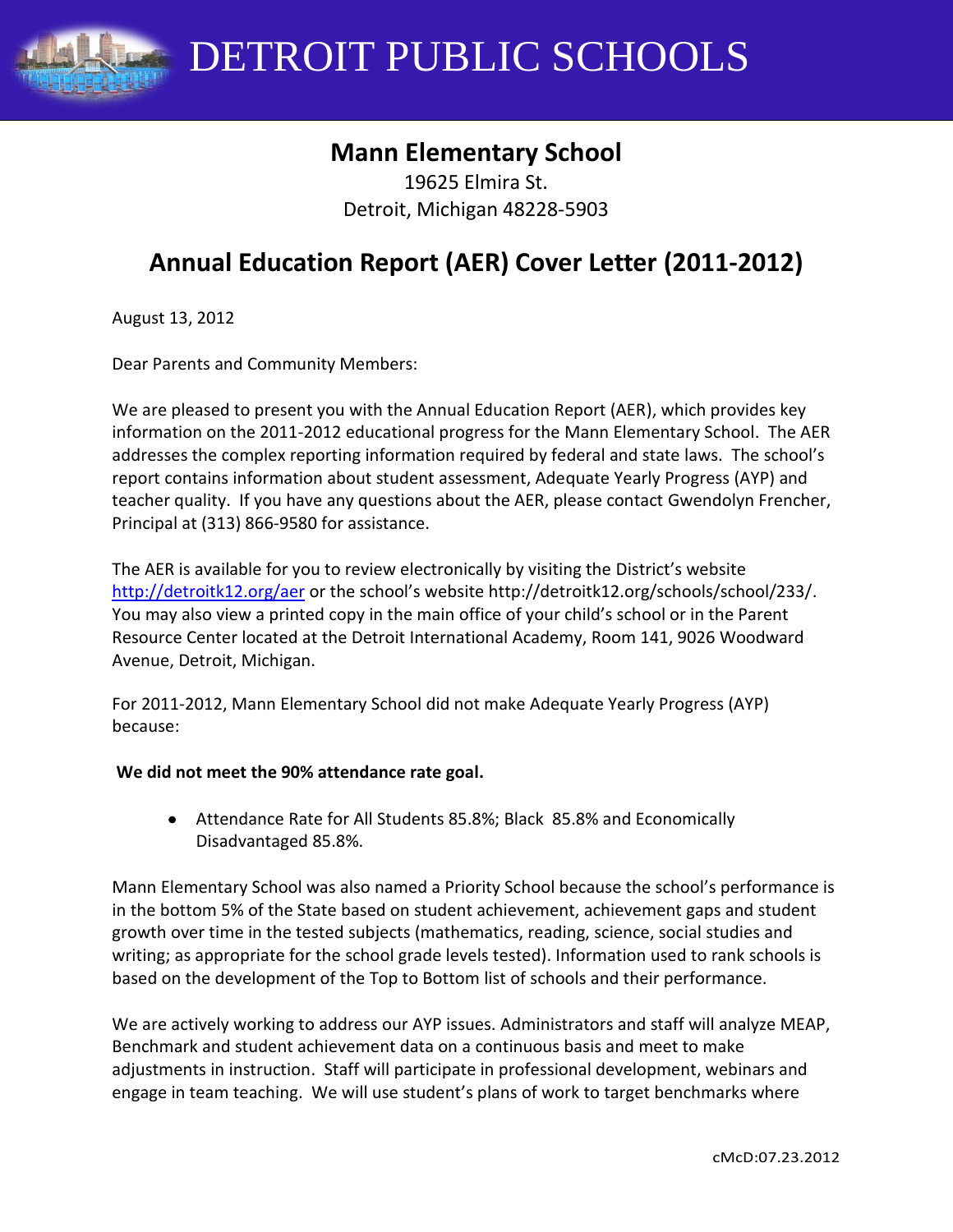# DETROIT PUBLIC SCHOOLS

## Mann Elementary School

19625 Elmira St.
Detroit, Michigan 48228-5903

## Annual Education Report (AER) Cover Letter (2011-2012)

August 13, 2012

Dear Parents and Community Members:

We are pleased to present you with the Annual Education Report (AER), which provides key information on the 2011-2012 educational progress for the Mann Elementary School. The AER addresses the complex reporting information required by federal and state laws. The school's report contains information about student assessment, Adequate Yearly Progress (AYP) and teacher quality. If you have any questions about the AER, please contact Gwendolyn Frencher, Principal at (313) 866-9580 for assistance.

The AER is available for you to review electronically by visiting the District's website http://detroitk12.org/aer or the school's website http://detroitk12.org/schools/school/233/. You may also view a printed copy in the main office of your child's school or in the Parent Resource Center located at the Detroit International Academy, Room 141, 9026 Woodward Avenue, Detroit, Michigan.

For 2011-2012, Mann Elementary School did not make Adequate Yearly Progress (AYP) because:

**We did not meet the 90% attendance rate goal.**

- Attendance Rate for All Students 85.8%; Black 85.8% and Economically Disadvantaged 85.8%.

Mann Elementary School was also named a Priority School because the school's performance is in the bottom 5% of the State based on student achievement, achievement gaps and student growth over time in the tested subjects (mathematics, reading, science, social studies and writing; as appropriate for the school grade levels tested). Information used to rank schools is based on the development of the Top to Bottom list of schools and their performance.

We are actively working to address our AYP issues. Administrators and staff will analyze MEAP, Benchmark and student achievement data on a continuous basis and meet to make adjustments in instruction. Staff will participate in professional development, webinars and engage in team teaching. We will use student's plans of work to target benchmarks where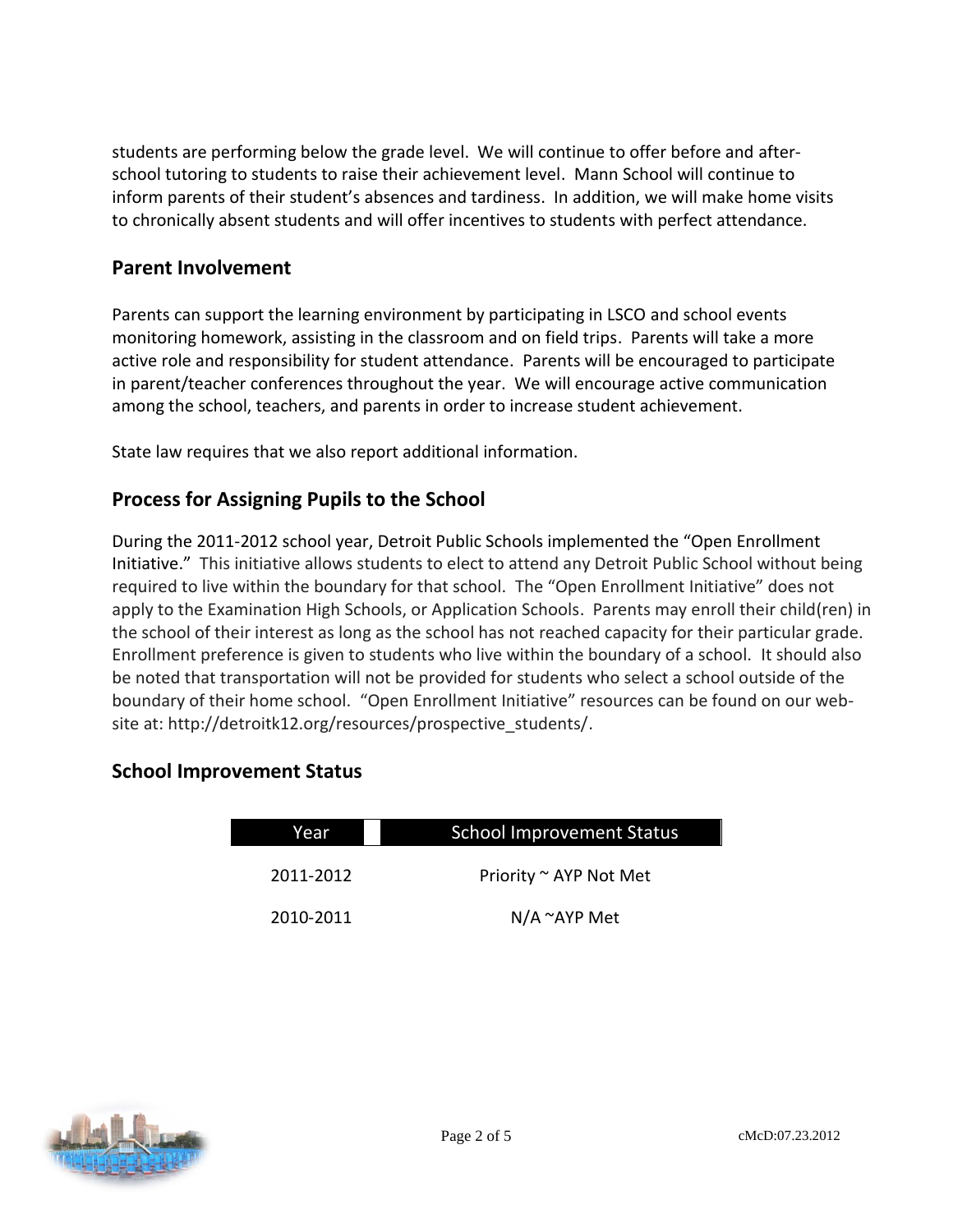students are performing below the grade level. We will continue to offer before and after-school tutoring to students to raise their achievement level. Mann School will continue to inform parents of their student's absences and tardiness. In addition, we will make home visits to chronically absent students and will offer incentives to students with perfect attendance.

## Parent Involvement

Parents can support the learning environment by participating in LSCO and school events monitoring homework, assisting in the classroom and on field trips. Parents will take a more active role and responsibility for student attendance. Parents will be encouraged to participate in parent/teacher conferences throughout the year. We will encourage active communication among the school, teachers, and parents in order to increase student achievement.

State law requires that we also report additional information.

## Process for Assigning Pupils to the School

During the 2011-2012 school year, Detroit Public Schools implemented the "Open Enrollment Initiative." This initiative allows students to elect to attend any Detroit Public School without being required to live within the boundary for that school. The "Open Enrollment Initiative" does not apply to the Examination High Schools, or Application Schools. Parents may enroll their child(ren) in the school of their interest as long as the school has not reached capacity for their particular grade. Enrollment preference is given to students who live within the boundary of a school. It should also be noted that transportation will not be provided for students who select a school outside of the boundary of their home school. "Open Enrollment Initiative" resources can be found on our web-site at: http://detroitk12.org/resources/prospective_students/.

## School Improvement Status

| Year | School Improvement Status |
|---|---|
| 2011-2012 | Priority ~ AYP Not Met |
| 2010-2011 | N/A ~AYP Met |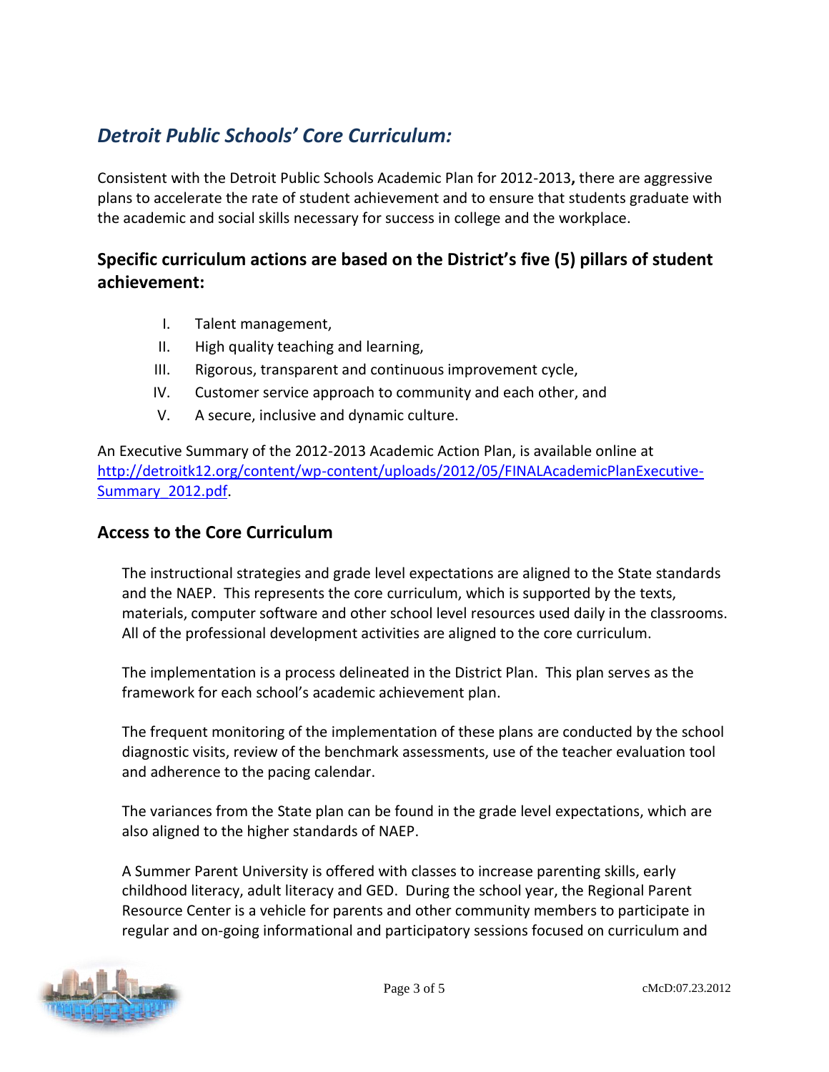## *Detroit Public Schools' Core Curriculum:*

Consistent with the Detroit Public Schools Academic Plan for 2012-2013**,** there are aggressive plans to accelerate the rate of student achievement and to ensure that students graduate with the academic and social skills necessary for success in college and the workplace.

### Specific curriculum actions are based on the District's five (5) pillars of student achievement:

I. Talent management,
II. High quality teaching and learning,
III. Rigorous, transparent and continuous improvement cycle,
IV. Customer service approach to community and each other, and
V. A secure, inclusive and dynamic culture.

An Executive Summary of the 2012-2013 Academic Action Plan, is available online at [http://detroitk12.org/content/wp-content/uploads/2012/05/FINALAcademicPlanExecutive-Summary_2012.pdf](http://detroitk12.org/content/wp-content/uploads/2012/05/FINALAcademicPlanExecutive-Summary_2012.pdf).

### Access to the Core Curriculum

The instructional strategies and grade level expectations are aligned to the State standards and the NAEP. This represents the core curriculum, which is supported by the texts, materials, computer software and other school level resources used daily in the classrooms. All of the professional development activities are aligned to the core curriculum.

The implementation is a process delineated in the District Plan. This plan serves as the framework for each school's academic achievement plan.

The frequent monitoring of the implementation of these plans are conducted by the school diagnostic visits, review of the benchmark assessments, use of the teacher evaluation tool and adherence to the pacing calendar.

The variances from the State plan can be found in the grade level expectations, which are also aligned to the higher standards of NAEP.

A Summer Parent University is offered with classes to increase parenting skills, early childhood literacy, adult literacy and GED. During the school year, the Regional Parent Resource Center is a vehicle for parents and other community members to participate in regular and on-going informational and participatory sessions focused on curriculum and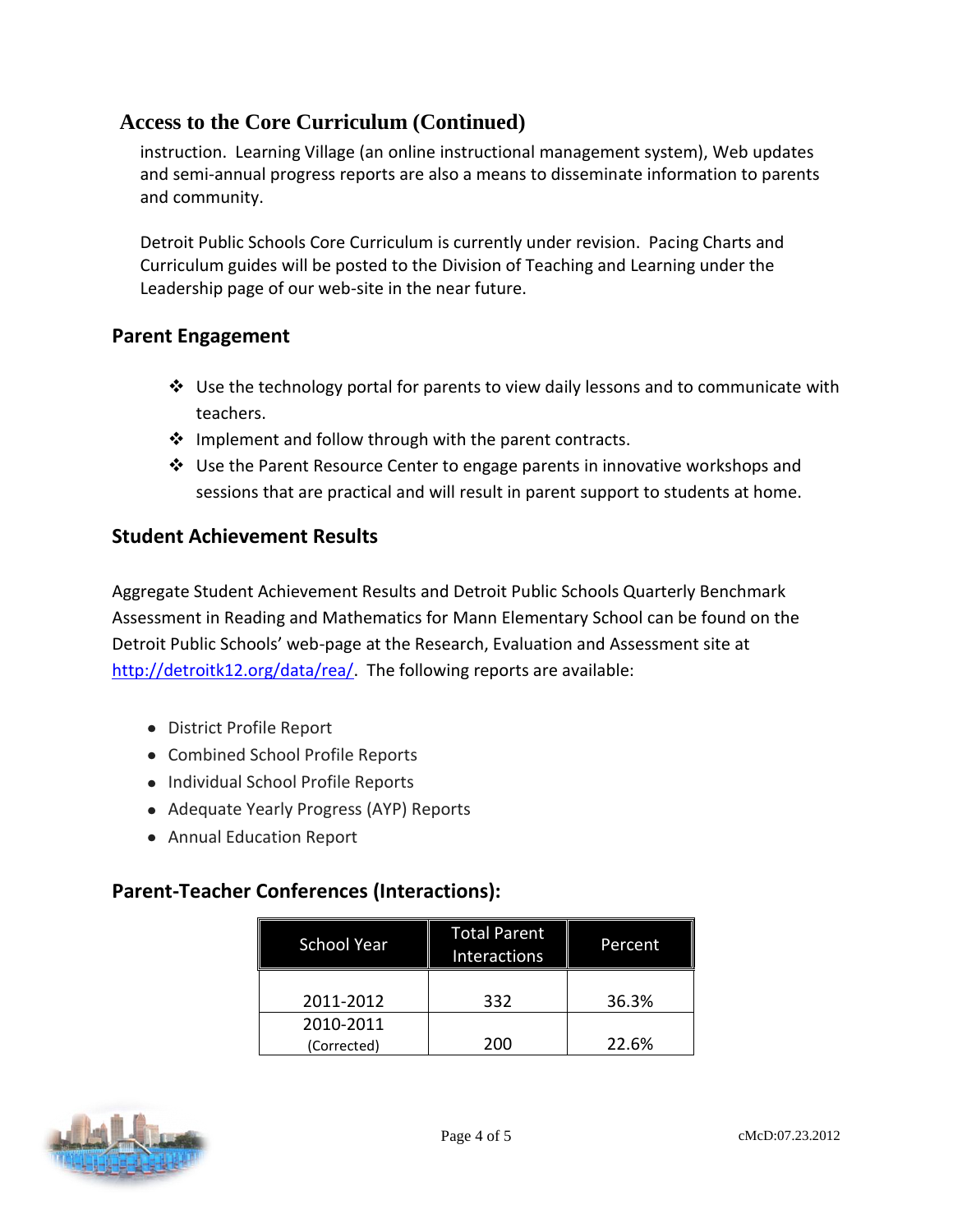## Access to the Core Curriculum (Continued)

instruction. Learning Village (an online instructional management system), Web updates and semi-annual progress reports are also a means to disseminate information to parents and community.

Detroit Public Schools Core Curriculum is currently under revision. Pacing Charts and Curriculum guides will be posted to the Division of Teaching and Learning under the Leadership page of our web-site in the near future.

## Parent Engagement

- Use the technology portal for parents to view daily lessons and to communicate with teachers.
- Implement and follow through with the parent contracts.
- Use the Parent Resource Center to engage parents in innovative workshops and sessions that are practical and will result in parent support to students at home.

## Student Achievement Results

Aggregate Student Achievement Results and Detroit Public Schools Quarterly Benchmark Assessment in Reading and Mathematics for Mann Elementary School can be found on the Detroit Public Schools' web-page at the Research, Evaluation and Assessment site at http://detroitk12.org/data/rea/. The following reports are available:

- District Profile Report
- Combined School Profile Reports
- Individual School Profile Reports
- Adequate Yearly Progress (AYP) Reports
- Annual Education Report

## Parent-Teacher Conferences (Interactions):

| School Year | Total Parent Interactions | Percent |
|---|---|---|
| 2011-2012 | 332 | 36.3% |
| 2010-2011 (Corrected) | 200 | 22.6% |

cMcD:07.23.2012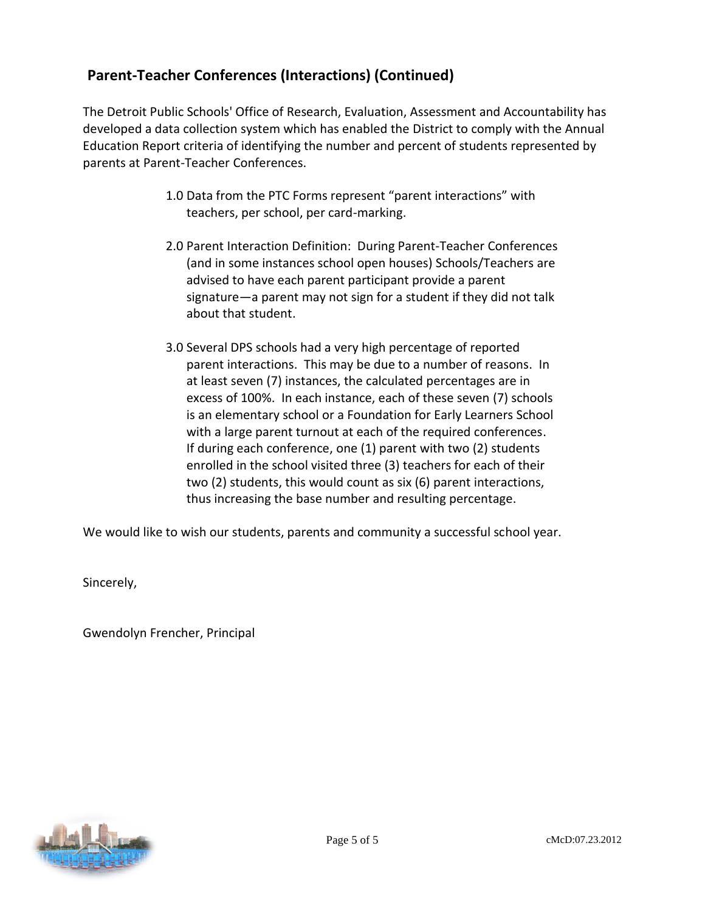## Parent-Teacher Conferences (Interactions) (Continued)

The Detroit Public Schools' Office of Research, Evaluation, Assessment and Accountability has developed a data collection system which has enabled the District to comply with the Annual Education Report criteria of identifying the number and percent of students represented by parents at Parent-Teacher Conferences.

1.0 Data from the PTC Forms represent "parent interactions" with teachers, per school, per card-marking.

2.0 Parent Interaction Definition: During Parent-Teacher Conferences (and in some instances school open houses) Schools/Teachers are advised to have each parent participant provide a parent signature—a parent may not sign for a student if they did not talk about that student.

3.0 Several DPS schools had a very high percentage of reported parent interactions. This may be due to a number of reasons. In at least seven (7) instances, the calculated percentages are in excess of 100%. In each instance, each of these seven (7) schools is an elementary school or a Foundation for Early Learners School with a large parent turnout at each of the required conferences. If during each conference, one (1) parent with two (2) students enrolled in the school visited three (3) teachers for each of their two (2) students, this would count as six (6) parent interactions, thus increasing the base number and resulting percentage.

We would like to wish our students, parents and community a successful school year.

Sincerely,

Gwendolyn Frencher, Principal

cMcD:07.23.2012